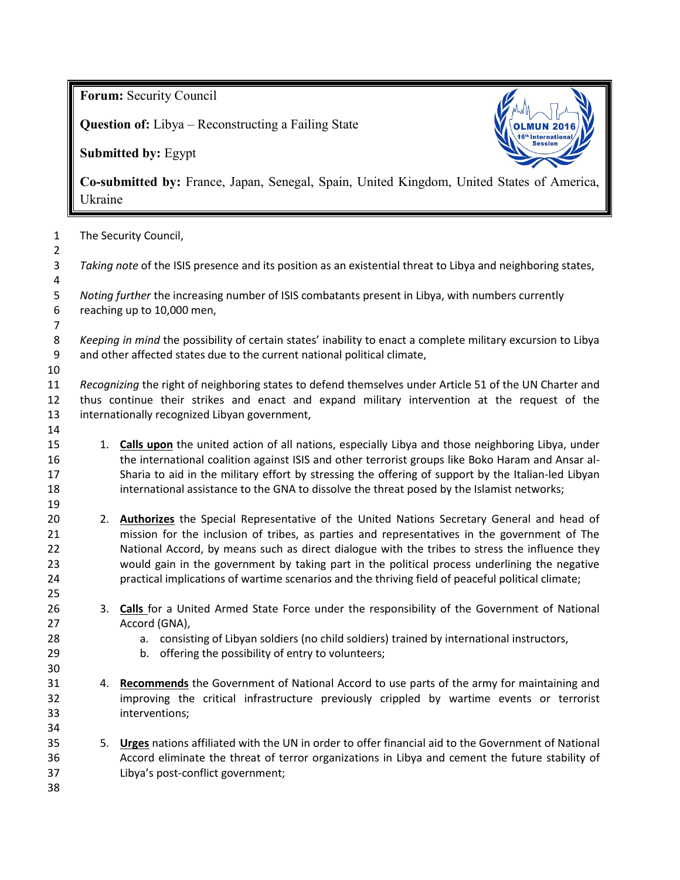**Forum:** Security Council

**Question of:** Libya – Reconstructing a Failing State

**Submitted by:** Egypt

**Co-submitted by:** France, Japan, Senegal, Spain, United Kingdom, United States of America, Ukraine

The Security Council,

*Taking note* of the ISIS presence and its position as an existential threat to Libya and neighboring states,

*Noting further* the increasing number of ISIS combatants present in Libya, with numbers currently reaching up to 10,000 men,

*Keeping in mind* the possibility of certain states' inability to enact a complete military excursion to Libya and other affected states due to the current national political climate,

*Recognizing* the right of neighboring states to defend themselves under Article 51 of the UN Charter and thus continue their strikes and enact and expand military intervention at the request of the internationally recognized Libyan government,

1. **Calls upon** the united action of all nations, especially Libya and those neighboring Libya, under the international coalition against ISIS and other terrorist groups like Boko Haram and Ansar al-Sharia to aid in the military effort by stressing the offering of support by the Italian-led Libyan international assistance to the GNA to dissolve the threat posed by the Islamist networks;

2. **Authorizes** the Special Representative of the United Nations Secretary General and head of mission for the inclusion of tribes, as parties and representatives in the government of The National Accord, by means such as direct dialogue with the tribes to stress the influence they would gain in the government by taking part in the political process underlining the negative practical implications of wartime scenarios and the thriving field of peaceful political climate;

3. **Calls** for a United Armed State Force under the responsibility of the Government of National Accord (GNA),
    a. consisting of Libyan soldiers (no child soldiers) trained by international instructors,
    b. offering the possibility of entry to volunteers;

4. **Recommends** the Government of National Accord to use parts of the army for maintaining and improving the critical infrastructure previously crippled by wartime events or terrorist interventions;

5. **Urges** nations affiliated with the UN in order to offer financial aid to the Government of National Accord eliminate the threat of terror organizations in Libya and cement the future stability of Libya's post-conflict government;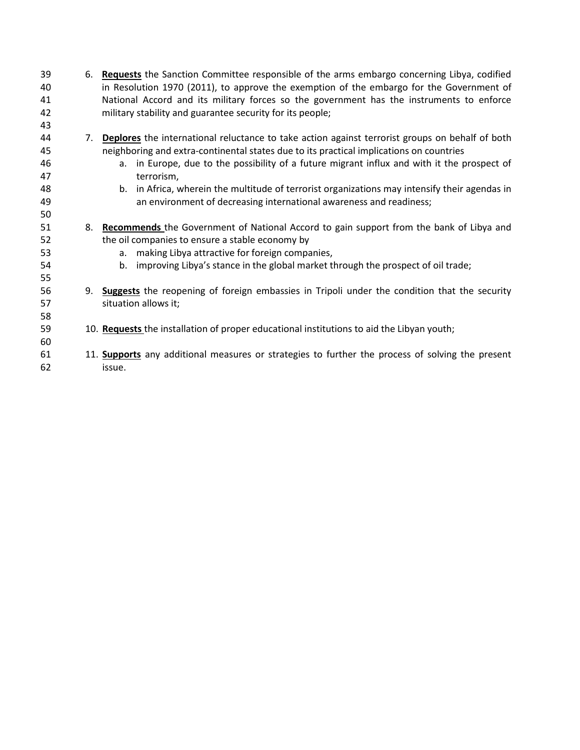6. **Requests** the Sanction Committee responsible of the arms embargo concerning Libya, codified in Resolution 1970 (2011), to approve the exemption of the embargo for the Government of National Accord and its military forces so the government has the instruments to enforce military stability and guarantee security for its people;

7. **Deplores** the international reluctance to take action against terrorist groups on behalf of both neighboring and extra-continental states due to its practical implications on countries
    a. in Europe, due to the possibility of a future migrant influx and with it the prospect of terrorism,
    b. in Africa, wherein the multitude of terrorist organizations may intensify their agendas in an environment of decreasing international awareness and readiness;

8. **Recommends** the Government of National Accord to gain support from the bank of Libya and the oil companies to ensure a stable economy by
    a. making Libya attractive for foreign companies,
    b. improving Libya's stance in the global market through the prospect of oil trade;

9. **Suggests** the reopening of foreign embassies in Tripoli under the condition that the security situation allows it;

10. **Requests** the installation of proper educational institutions to aid the Libyan youth;

11. **Supports** any additional measures or strategies to further the process of solving the present issue.